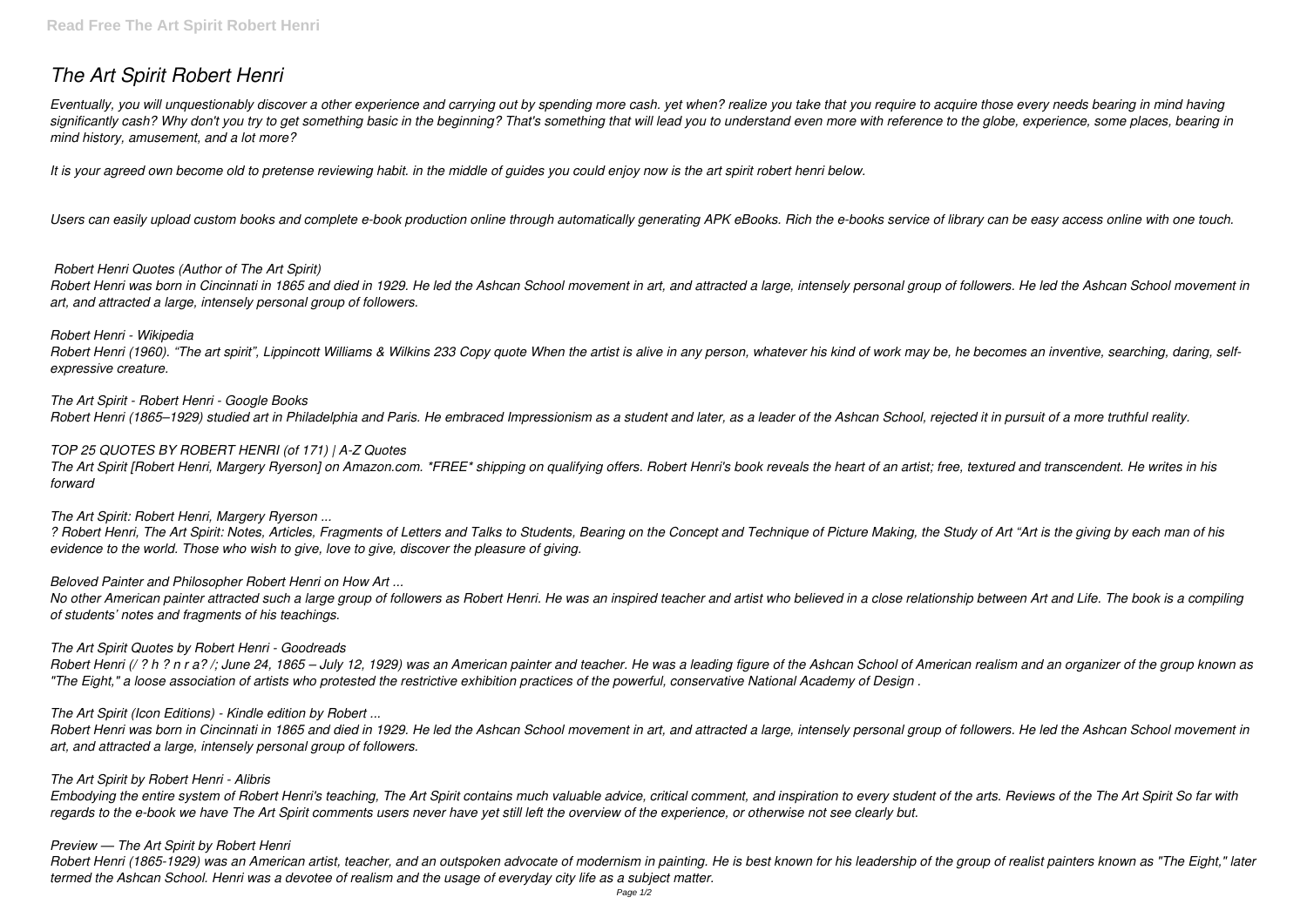# The Art Spirit Robert Henri

*Eventually, you will unquestionably discover a other experience and carrying out by spending more cash. yet when? realize you take that you require to acquire those every needs bearing in mind having significantly cash? Why don't you try to get something basic in the beginning? That's something that will lead you to understand even more with reference to the globe, experience, some places, bearing in mind history, amusement, and a lot more?*

*It is your agreed own become old to pretense reviewing habit. in the middle of guides you could enjoy now is the art spirit robert henri below.*

*Users can easily upload custom books and complete e-book production online through automatically generating APK eBooks. Rich the e-books service of library can be easy access online with one touch.*

*Robert Henri Quotes (Author of The Art Spirit)*

*Robert Henri was born in Cincinnati in 1865 and died in 1929. He led the Ashcan School movement in art, and attracted a large, intensely personal group of followers. He led the Ashcan School movement in art, and attracted a large, intensely personal group of followers.*

*Robert Henri - Wikipedia*

*Robert Henri (1960). "The art spirit", Lippincott Williams & Wilkins 233 Copy quote When the artist is alive in any person, whatever his kind of work may be, he becomes an inventive, searching, daring, self-expressive creature.*

*The Art Spirit - Robert Henri - Google Books*

*Robert Henri (1865–1929) studied art in Philadelphia and Paris. He embraced Impressionism as a student and later, as a leader of the Ashcan School, rejected it in pursuit of a more truthful reality.*

*TOP 25 QUOTES BY ROBERT HENRI (of 171) | A-Z Quotes*

*The Art Spirit [Robert Henri, Margery Ryerson] on Amazon.com. \*FREE\* shipping on qualifying offers. Robert Henri's book reveals the heart of an artist; free, textured and transcendent. He writes in his forward*

*The Art Spirit: Robert Henri, Margery Ryerson ...*

*? Robert Henri, The Art Spirit: Notes, Articles, Fragments of Letters and Talks to Students, Bearing on the Concept and Technique of Picture Making, the Study of Art "Art is the giving by each man of his evidence to the world. Those who wish to give, love to give, discover the pleasure of giving.*

*Beloved Painter and Philosopher Robert Henri on How Art ...*

*No other American painter attracted such a large group of followers as Robert Henri. He was an inspired teacher and artist who believed in a close relationship between Art and Life. The book is a compiling of students' notes and fragments of his teachings.*

*The Art Spirit Quotes by Robert Henri - Goodreads*

*Robert Henri (/ ? h ? n r a? /; June 24, 1865 – July 12, 1929) was an American painter and teacher. He was a leading figure of the Ashcan School of American realism and an organizer of the group known as "The Eight," a loose association of artists who protested the restrictive exhibition practices of the powerful, conservative National Academy of Design .*

*The Art Spirit (Icon Editions) - Kindle edition by Robert ...*

*Robert Henri was born in Cincinnati in 1865 and died in 1929. He led the Ashcan School movement in art, and attracted a large, intensely personal group of followers. He led the Ashcan School movement in art, and attracted a large, intensely personal group of followers.*

*The Art Spirit by Robert Henri - Alibris*

*Embodying the entire system of Robert Henri's teaching, The Art Spirit contains much valuable advice, critical comment, and inspiration to every student of the arts. Reviews of the The Art Spirit So far with regards to the e-book we have The Art Spirit comments users never have yet still left the overview of the experience, or otherwise not see clearly but.*

*Preview — The Art Spirit by Robert Henri*

*Robert Henri (1865-1929) was an American artist, teacher, and an outspoken advocate of modernism in painting. He is best known for his leadership of the group of realist painters known as "The Eight," later termed the Ashcan School. Henri was a devotee of realism and the usage of everyday city life as a subject matter.*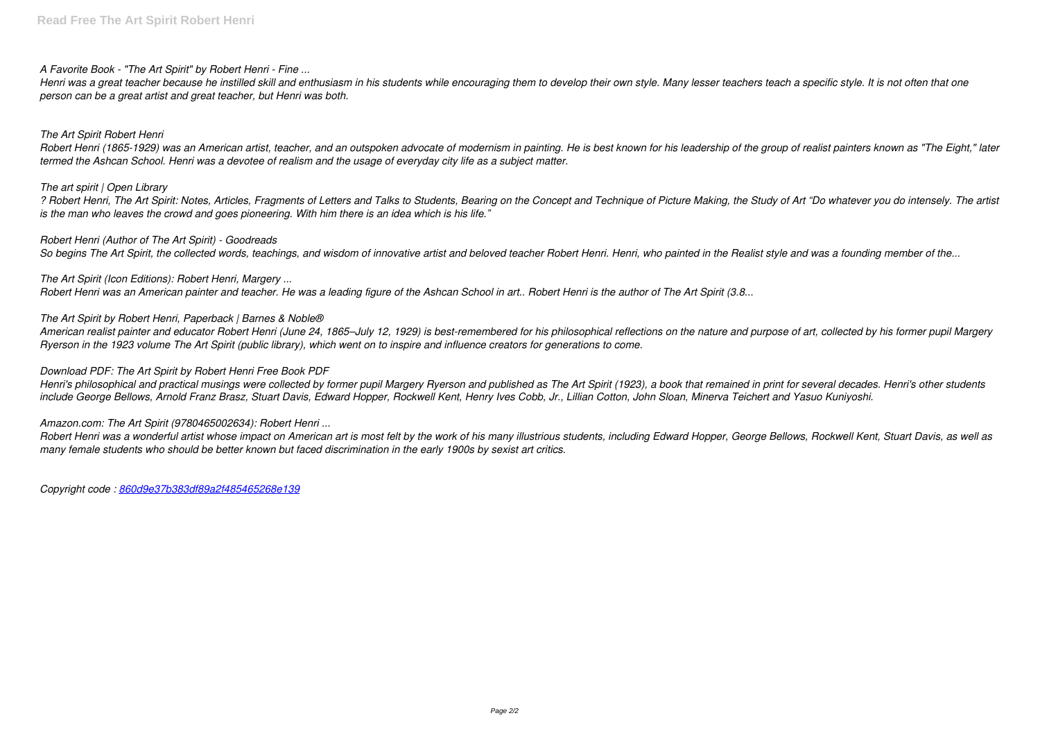*A Favorite Book - "The Art Spirit" by Robert Henri - Fine ...*

*Henri was a great teacher because he instilled skill and enthusiasm in his students while encouraging them to develop their own style. Many lesser teachers teach a specific style. It is not often that one person can be a great artist and great teacher, but Henri was both.*

*The Art Spirit Robert Henri*

*Robert Henri (1865-1929) was an American artist, teacher, and an outspoken advocate of modernism in painting. He is best known for his leadership of the group of realist painters known as "The Eight," later termed the Ashcan School. Henri was a devotee of realism and the usage of everyday city life as a subject matter.*

*The art spirit | Open Library*

*? Robert Henri, The Art Spirit: Notes, Articles, Fragments of Letters and Talks to Students, Bearing on the Concept and Technique of Picture Making, the Study of Art "Do whatever you do intensely. The artist is the man who leaves the crowd and goes pioneering. With him there is an idea which is his life."*

*Robert Henri (Author of The Art Spirit) - Goodreads*

*So begins The Art Spirit, the collected words, teachings, and wisdom of innovative artist and beloved teacher Robert Henri. Henri, who painted in the Realist style and was a founding member of the...*

*The Art Spirit (Icon Editions): Robert Henri, Margery ...*

*Robert Henri was an American painter and teacher. He was a leading figure of the Ashcan School in art.. Robert Henri is the author of The Art Spirit (3.8...*

*The Art Spirit by Robert Henri, Paperback | Barnes & Noble®*

*American realist painter and educator Robert Henri (June 24, 1865–July 12, 1929) is best-remembered for his philosophical reflections on the nature and purpose of art, collected by his former pupil Margery Ryerson in the 1923 volume The Art Spirit (public library), which went on to inspire and influence creators for generations to come.*

*Download PDF: The Art Spirit by Robert Henri Free Book PDF*

*Henri's philosophical and practical musings were collected by former pupil Margery Ryerson and published as The Art Spirit (1923), a book that remained in print for several decades. Henri's other students include George Bellows, Arnold Franz Brasz, Stuart Davis, Edward Hopper, Rockwell Kent, Henry Ives Cobb, Jr., Lillian Cotton, John Sloan, Minerva Teichert and Yasuo Kuniyoshi.*

*Amazon.com: The Art Spirit (9780465002634): Robert Henri ...*

*Robert Henri was a wonderful artist whose impact on American art is most felt by the work of his many illustrious students, including Edward Hopper, George Bellows, Rockwell Kent, Stuart Davis, as well as many female students who should be better known but faced discrimination in the early 1900s by sexist art critics.*

*Copyright code : 860d9e37b383df89a2f485465268e139*